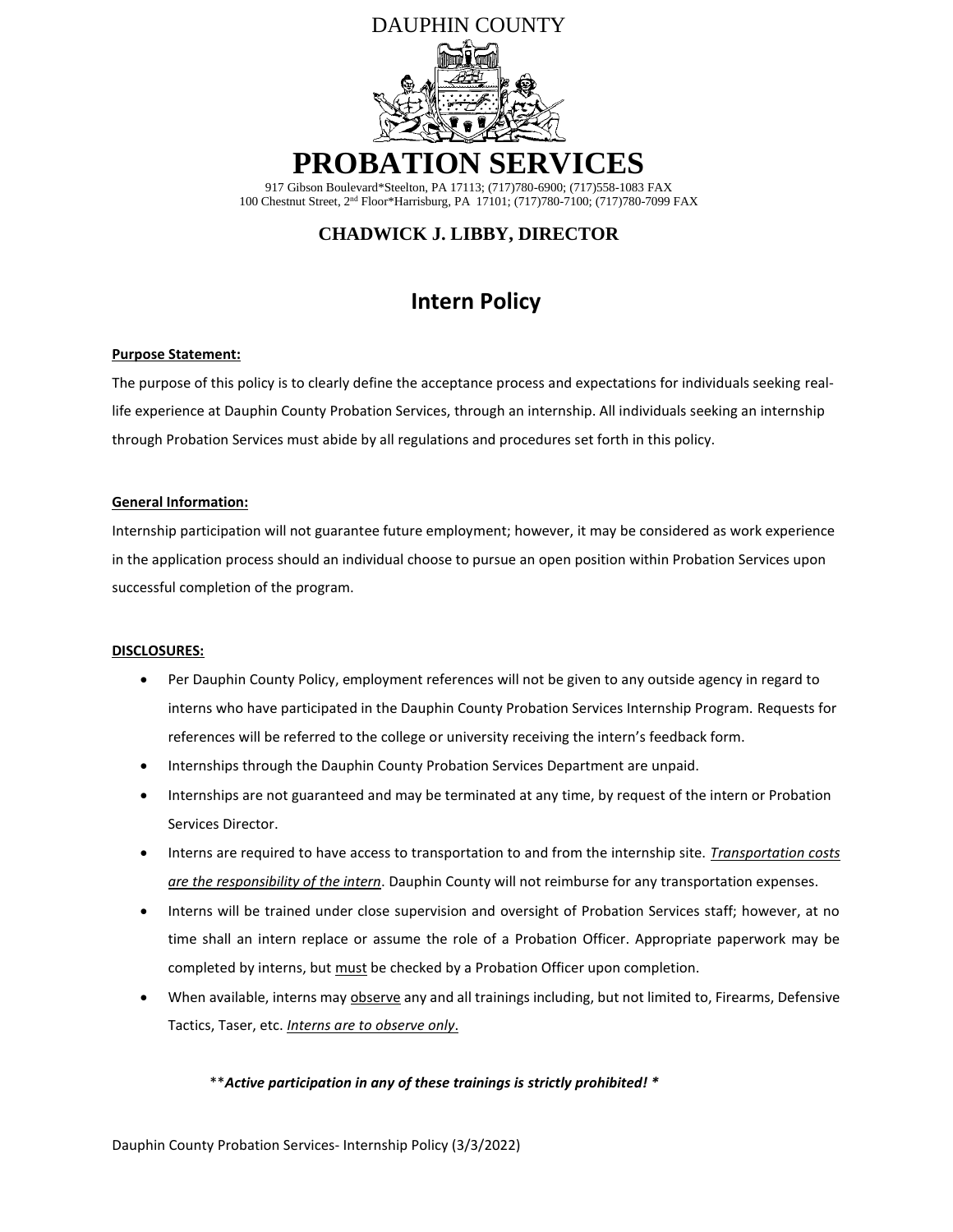DAUPHIN COUNTY

# PROBATION SERVICES

917 Gibson Boulevard*Steelton, PA 17113; (717)780-6900; (717)558-1083 FAX
100 Chestnut Street, 2nd Floor*Harrisburg, PA 17101; (717)780-7100; (717)780-7099 FAX

**CHADWICK J. LIBBY, DIRECTOR**

## Intern Policy

**Purpose Statement:**

The purpose of this policy is to clearly define the acceptance process and expectations for individuals seeking real-life experience at Dauphin County Probation Services, through an internship. All individuals seeking an internship through Probation Services must abide by all regulations and procedures set forth in this policy.

**General Information:**

Internship participation will not guarantee future employment; however, it may be considered as work experience in the application process should an individual choose to pursue an open position within Probation Services upon successful completion of the program.

**DISCLOSURES:**

- Per Dauphin County Policy, employment references will not be given to any outside agency in regard to interns who have participated in the Dauphin County Probation Services Internship Program. Requests for references will be referred to the college or university receiving the intern's feedback form.
- Internships through the Dauphin County Probation Services Department are unpaid.
- Internships are not guaranteed and may be terminated at any time, by request of the intern or Probation Services Director.
- Interns are required to have access to transportation to and from the internship site. *Transportation costs are the responsibility of the intern*. Dauphin County will not reimburse for any transportation expenses.
- Interns will be trained under close supervision and oversight of Probation Services staff; however, at no time shall an intern replace or assume the role of a Probation Officer. Appropriate paperwork may be completed by interns, but must be checked by a Probation Officer upon completion.
- When available, interns may observe any and all trainings including, but not limited to, Firearms, Defensive Tactics, Taser, etc. *Interns are to observe only*.

***Active participation in any of these trainings is strictly prohibited! ***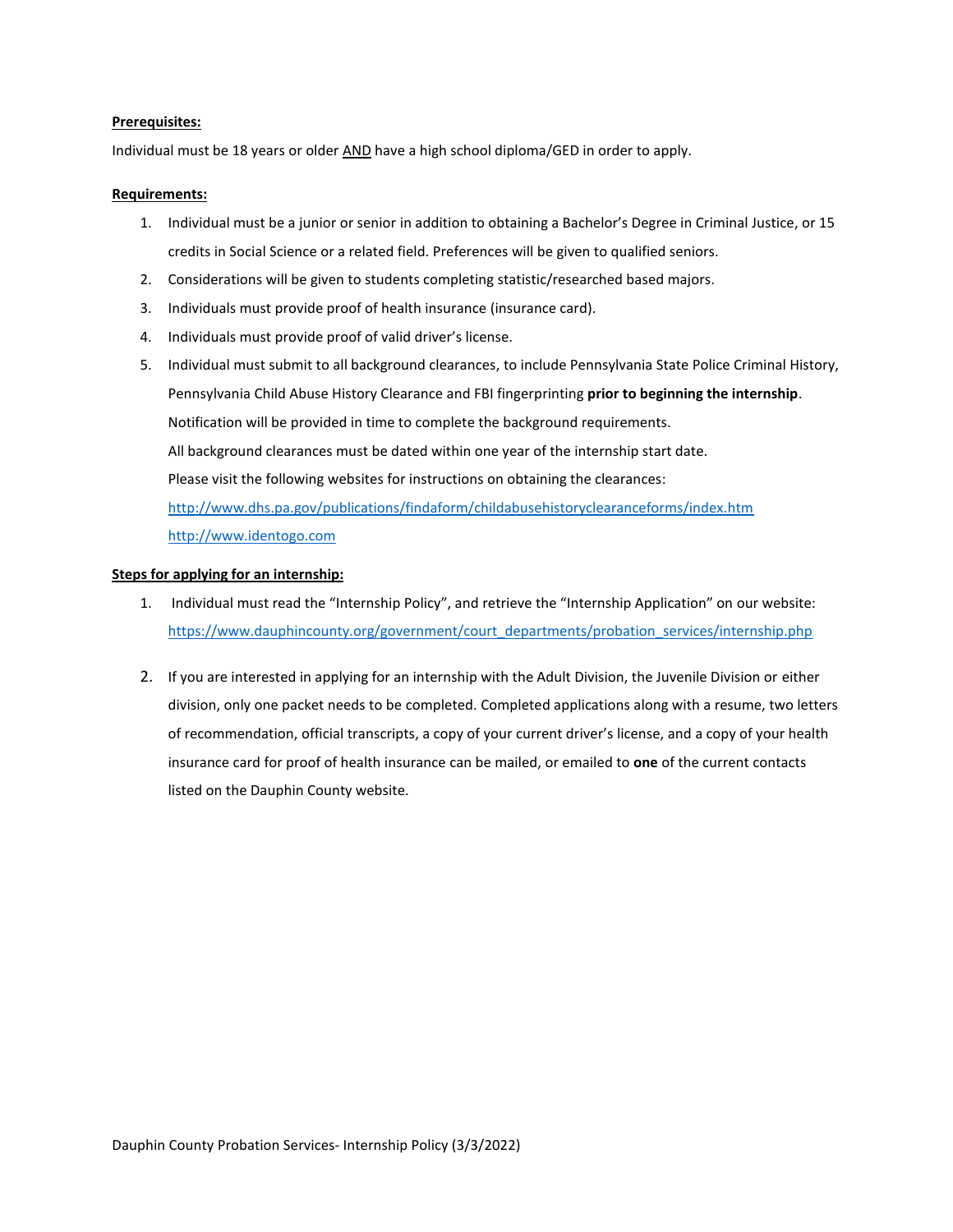**Prerequisites:**

Individual must be 18 years or older AND have a high school diploma/GED in order to apply.

**Requirements:**

1. Individual must be a junior or senior in addition to obtaining a Bachelor's Degree in Criminal Justice, or 15 credits in Social Science or a related field. Preferences will be given to qualified seniors.
2. Considerations will be given to students completing statistic/researched based majors.
3. Individuals must provide proof of health insurance (insurance card).
4. Individuals must provide proof of valid driver's license.
5. Individual must submit to all background clearances, to include Pennsylvania State Police Criminal History, Pennsylvania Child Abuse History Clearance and FBI fingerprinting **prior to beginning the internship**.
   Notification will be provided in time to complete the background requirements.
   All background clearances must be dated within one year of the internship start date.
   Please visit the following websites for instructions on obtaining the clearances:
   http://www.dhs.pa.gov/publications/findaform/childabusehistoryclearanceforms/index.htm
   http://www.identogo.com

**Steps for applying for an internship:**

1. Individual must read the "Internship Policy", and retrieve the "Internship Application" on our website: https://www.dauphincounty.org/government/court_departments/probation_services/internship.php

2. If you are interested in applying for an internship with the Adult Division, the Juvenile Division or either division, only one packet needs to be completed. Completed applications along with a resume, two letters of recommendation, official transcripts, a copy of your current driver's license, and a copy of your health insurance card for proof of health insurance can be mailed, or emailed to **one** of the current contacts listed on the Dauphin County website.

Dauphin County Probation Services- Internship Policy (3/3/2022)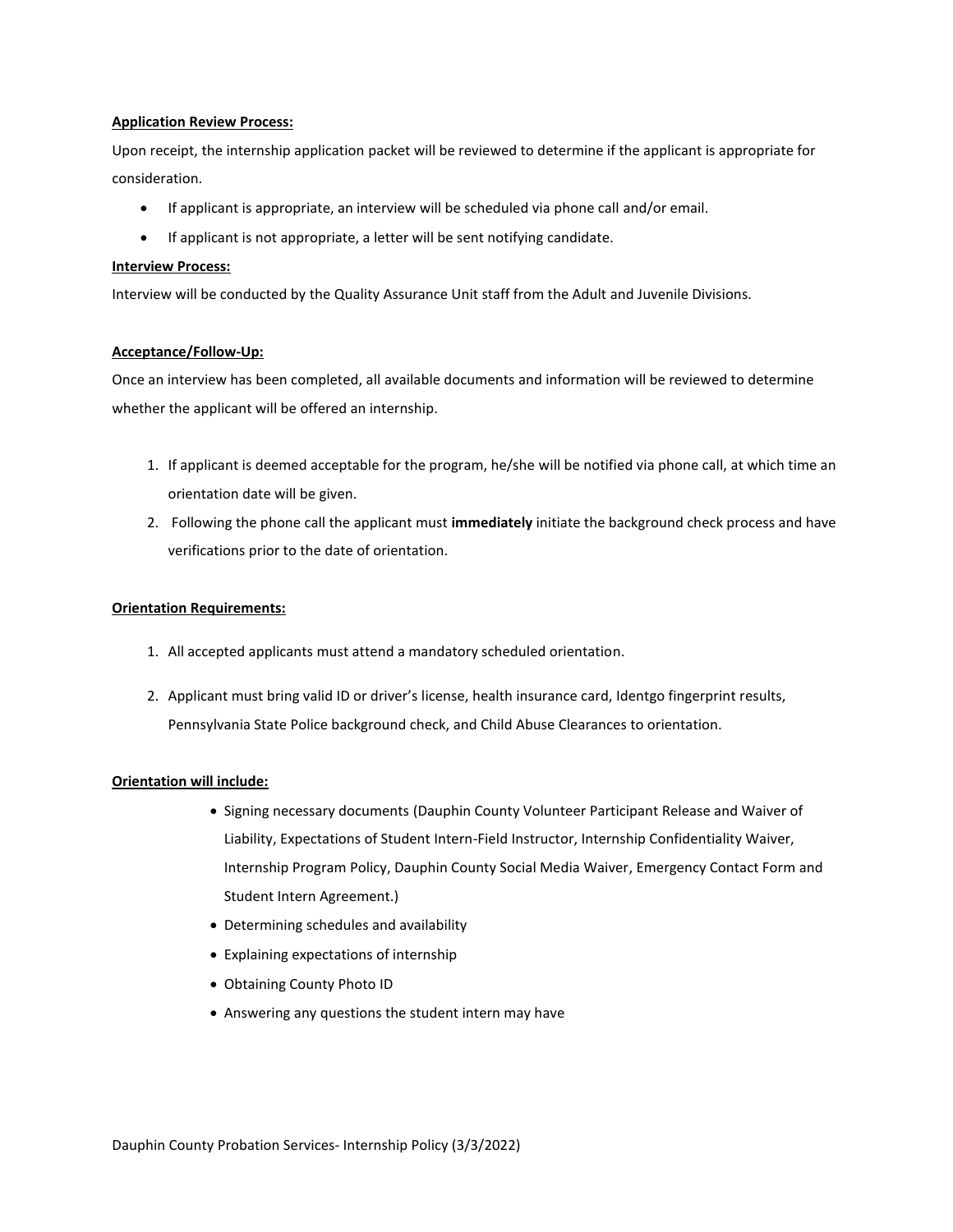**Application Review Process:**

Upon receipt, the internship application packet will be reviewed to determine if the applicant is appropriate for consideration.

- If applicant is appropriate, an interview will be scheduled via phone call and/or email.
- If applicant is not appropriate, a letter will be sent notifying candidate.

**Interview Process:**

Interview will be conducted by the Quality Assurance Unit staff from the Adult and Juvenile Divisions.

**Acceptance/Follow-Up:**

Once an interview has been completed, all available documents and information will be reviewed to determine whether the applicant will be offered an internship.

1. If applicant is deemed acceptable for the program, he/she will be notified via phone call, at which time an orientation date will be given.
2. Following the phone call the applicant must **immediately** initiate the background check process and have verifications prior to the date of orientation.

**Orientation Requirements:**

1. All accepted applicants must attend a mandatory scheduled orientation.
2. Applicant must bring valid ID or driver's license, health insurance card, Identgo fingerprint results, Pennsylvania State Police background check, and Child Abuse Clearances to orientation.

**Orientation will include:**

- Signing necessary documents (Dauphin County Volunteer Participant Release and Waiver of Liability, Expectations of Student Intern-Field Instructor, Internship Confidentiality Waiver, Internship Program Policy, Dauphin County Social Media Waiver, Emergency Contact Form and Student Intern Agreement.)
- Determining schedules and availability
- Explaining expectations of internship
- Obtaining County Photo ID
- Answering any questions the student intern may have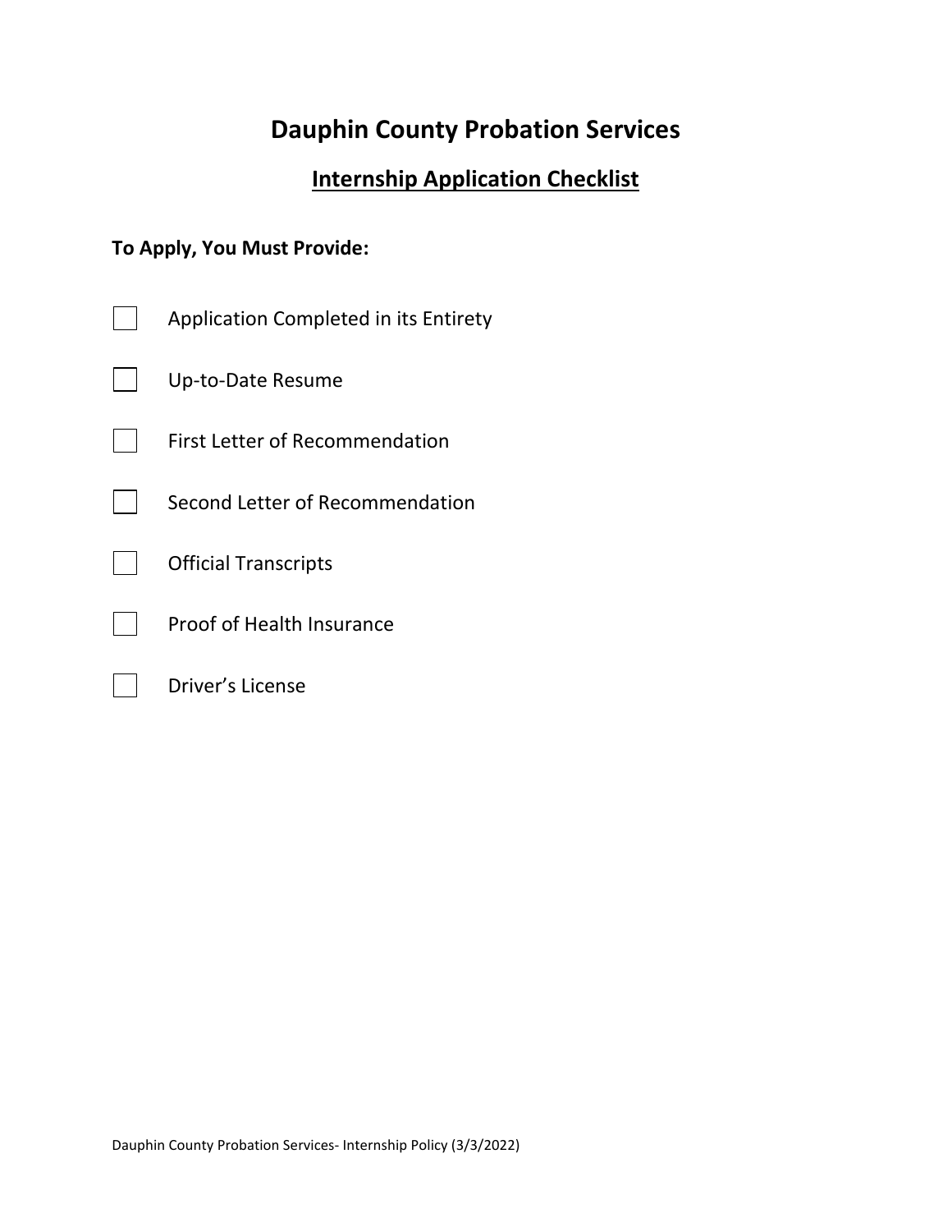# Dauphin County Probation Services

## Internship Application Checklist

**To Apply, You Must Provide:**

- [ ] Application Completed in its Entirety
- [ ] Up-to-Date Resume
- [ ] First Letter of Recommendation
- [ ] Second Letter of Recommendation
- [ ] Official Transcripts
- [ ] Proof of Health Insurance
- [ ] Driver's License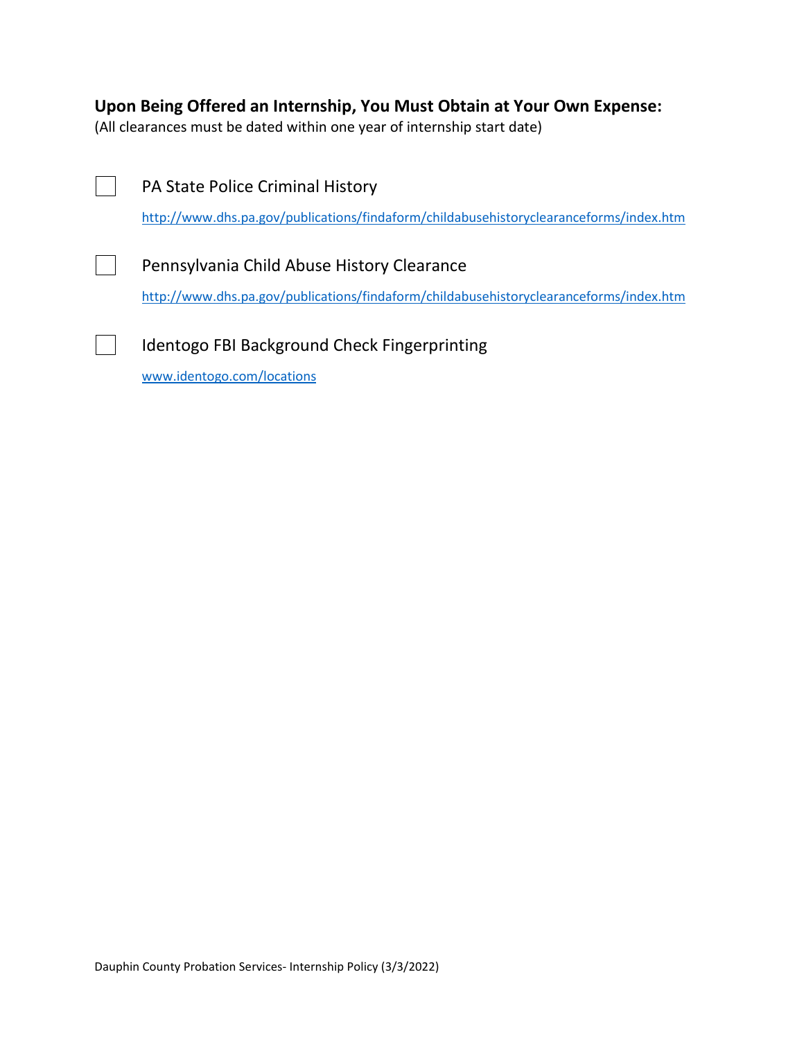**Upon Being Offered an Internship, You Must Obtain at Your Own Expense:**
(All clearances must be dated within one year of internship start date)

- [ ] PA State Police Criminal History

  http://www.dhs.pa.gov/publications/findaform/childabusehistoryclearanceforms/index.htm

- [ ] Pennsylvania Child Abuse History Clearance

  http://www.dhs.pa.gov/publications/findaform/childabusehistoryclearanceforms/index.htm

- [ ] Identogo FBI Background Check Fingerprinting

  www.identogo.com/locations